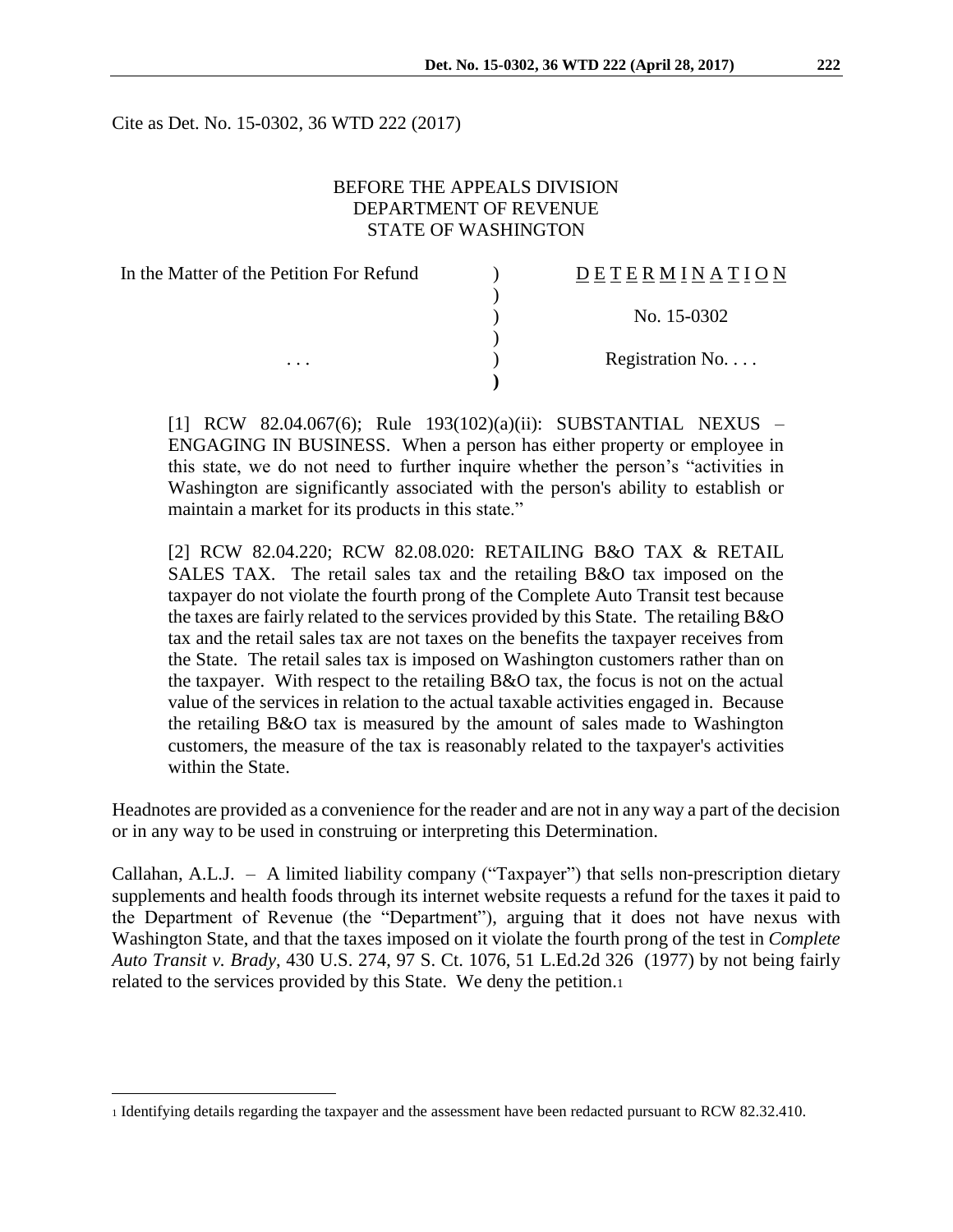Cite as Det. No. 15-0302, 36 WTD 222 (2017)

BEFORE THE APPEALS DIVISION
DEPARTMENT OF REVENUE
STATE OF WASHINGTON

| In the Matter of the Petition For Refund | ) | D E T E R M I N A T I O N |
|---|---|---|
| | ) | |
| | ) | No. 15-0302 |
| | ) | |
| . . . | ) | Registration No. . . . |
| | ) | |

[1] RCW 82.04.067(6); Rule 193(102)(a)(ii): SUBSTANTIAL NEXUS – ENGAGING IN BUSINESS. When a person has either property or employee in this state, we do not need to further inquire whether the person's "activities in Washington are significantly associated with the person's ability to establish or maintain a market for its products in this state."

[2] RCW 82.04.220; RCW 82.08.020: RETAILING B&O TAX & RETAIL SALES TAX. The retail sales tax and the retailing B&O tax imposed on the taxpayer do not violate the fourth prong of the Complete Auto Transit test because the taxes are fairly related to the services provided by this State. The retailing B&O tax and the retail sales tax are not taxes on the benefits the taxpayer receives from the State. The retail sales tax is imposed on Washington customers rather than on the taxpayer. With respect to the retailing B&O tax, the focus is not on the actual value of the services in relation to the actual taxable activities engaged in. Because the retailing B&O tax is measured by the amount of sales made to Washington customers, the measure of the tax is reasonably related to the taxpayer's activities within the State.

Headnotes are provided as a convenience for the reader and are not in any way a part of the decision or in any way to be used in construing or interpreting this Determination.

Callahan, A.L.J. – A limited liability company ("Taxpayer") that sells non-prescription dietary supplements and health foods through its internet website requests a refund for the taxes it paid to the Department of Revenue (the "Department"), arguing that it does not have nexus with Washington State, and that the taxes imposed on it violate the fourth prong of the test in *Complete Auto Transit v. Brady*, 430 U.S. 274, 97 S. Ct. 1076, 51 L.Ed.2d 326 (1977) by not being fairly related to the services provided by this State. We deny the petition.[1]

[1] Identifying details regarding the taxpayer and the assessment have been redacted pursuant to RCW 82.32.410.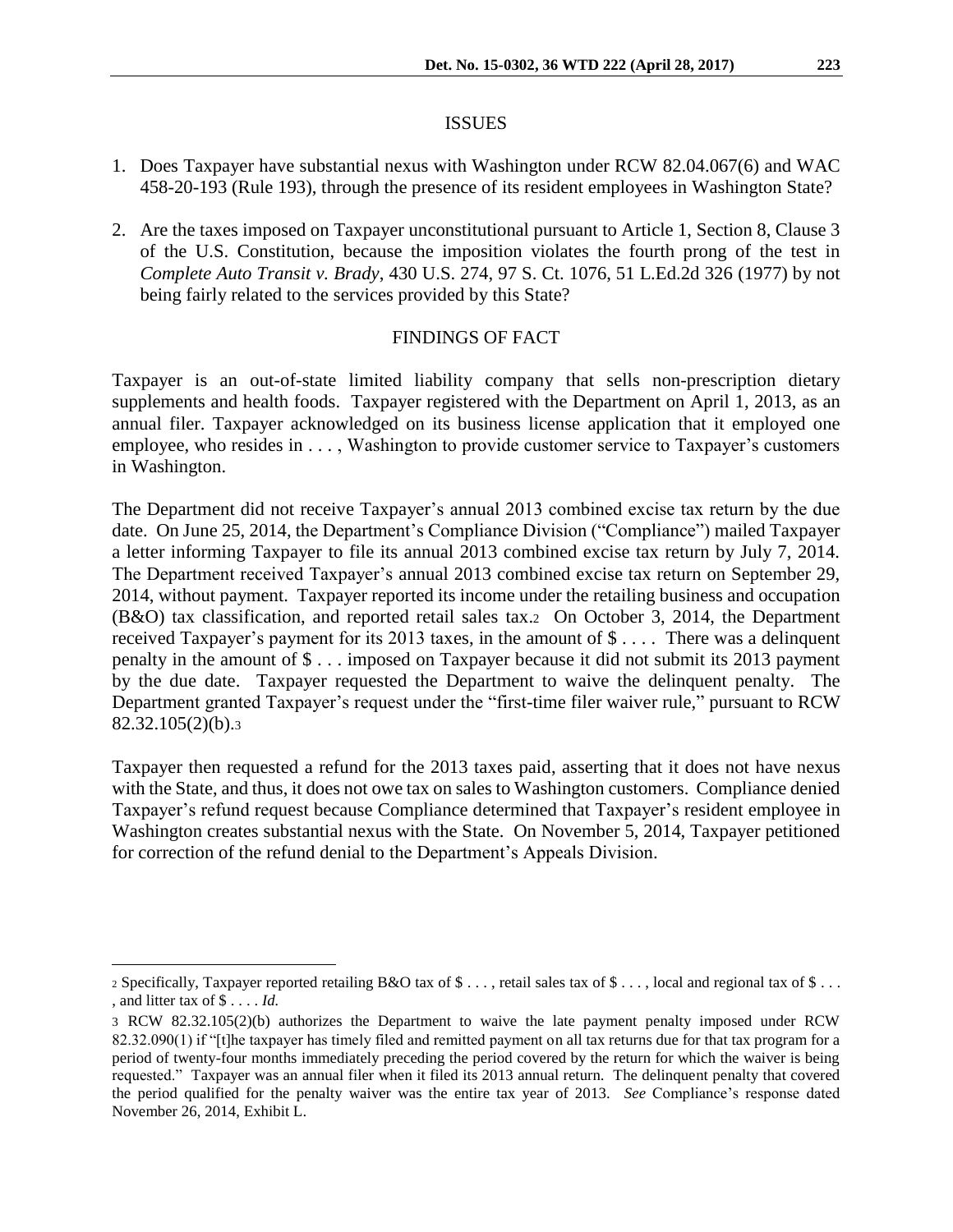## ISSUES

1. Does Taxpayer have substantial nexus with Washington under RCW 82.04.067(6) and WAC 458-20-193 (Rule 193), through the presence of its resident employees in Washington State?

2. Are the taxes imposed on Taxpayer unconstitutional pursuant to Article 1, Section 8, Clause 3 of the U.S. Constitution, because the imposition violates the fourth prong of the test in *Complete Auto Transit v. Brady*, 430 U.S. 274, 97 S. Ct. 1076, 51 L.Ed.2d 326 (1977) by not being fairly related to the services provided by this State?

## FINDINGS OF FACT

Taxpayer is an out-of-state limited liability company that sells non-prescription dietary supplements and health foods. Taxpayer registered with the Department on April 1, 2013, as an annual filer. Taxpayer acknowledged on its business license application that it employed one employee, who resides in . . . , Washington to provide customer service to Taxpayer's customers in Washington.

The Department did not receive Taxpayer's annual 2013 combined excise tax return by the due date. On June 25, 2014, the Department's Compliance Division ("Compliance") mailed Taxpayer a letter informing Taxpayer to file its annual 2013 combined excise tax return by July 7, 2014. The Department received Taxpayer's annual 2013 combined excise tax return on September 29, 2014, without payment. Taxpayer reported its income under the retailing business and occupation (B&O) tax classification, and reported retail sales tax.[2] On October 3, 2014, the Department received Taxpayer's payment for its 2013 taxes, in the amount of $ . . . . There was a delinquent penalty in the amount of $ . . . imposed on Taxpayer because it did not submit its 2013 payment by the due date. Taxpayer requested the Department to waive the delinquent penalty. The Department granted Taxpayer's request under the "first-time filer waiver rule," pursuant to RCW 82.32.105(2)(b).[3]

Taxpayer then requested a refund for the 2013 taxes paid, asserting that it does not have nexus with the State, and thus, it does not owe tax on sales to Washington customers. Compliance denied Taxpayer's refund request because Compliance determined that Taxpayer's resident employee in Washington creates substantial nexus with the State. On November 5, 2014, Taxpayer petitioned for correction of the refund denial to the Department's Appeals Division.

---

[2] Specifically, Taxpayer reported retailing B&O tax of $ . . . , retail sales tax of $ . . . , local and regional tax of $ . . . , and litter tax of $ . . . . *Id.*

[3] RCW 82.32.105(2)(b) authorizes the Department to waive the late payment penalty imposed under RCW 82.32.090(1) if "[t]he taxpayer has timely filed and remitted payment on all tax returns due for that tax program for a period of twenty-four months immediately preceding the period covered by the return for which the waiver is being requested." Taxpayer was an annual filer when it filed its 2013 annual return. The delinquent penalty that covered the period qualified for the penalty waiver was the entire tax year of 2013. *See* Compliance's response dated November 26, 2014, Exhibit L.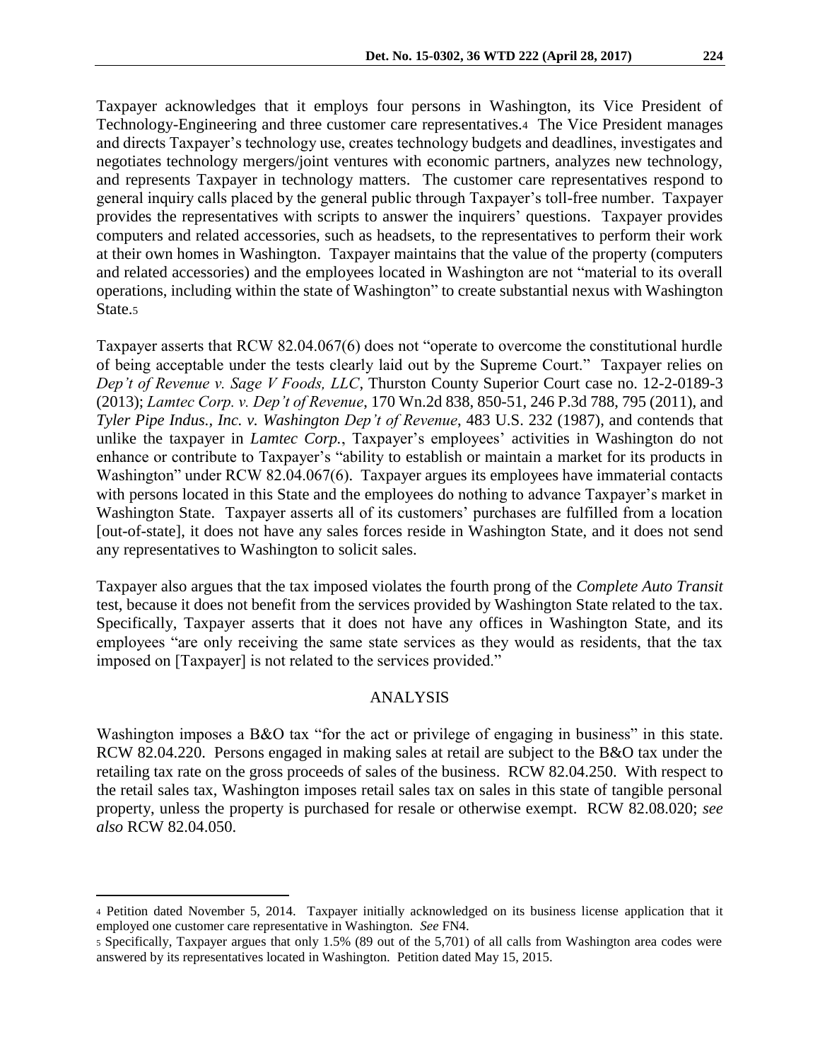Taxpayer acknowledges that it employs four persons in Washington, its Vice President of Technology-Engineering and three customer care representatives.[4] The Vice President manages and directs Taxpayer's technology use, creates technology budgets and deadlines, investigates and negotiates technology mergers/joint ventures with economic partners, analyzes new technology, and represents Taxpayer in technology matters. The customer care representatives respond to general inquiry calls placed by the general public through Taxpayer's toll-free number. Taxpayer provides the representatives with scripts to answer the inquirers' questions. Taxpayer provides computers and related accessories, such as headsets, to the representatives to perform their work at their own homes in Washington. Taxpayer maintains that the value of the property (computers and related accessories) and the employees located in Washington are not "material to its overall operations, including within the state of Washington" to create substantial nexus with Washington State.[5]

Taxpayer asserts that RCW 82.04.067(6) does not "operate to overcome the constitutional hurdle of being acceptable under the tests clearly laid out by the Supreme Court." Taxpayer relies on *Dep't of Revenue v. Sage V Foods, LLC*, Thurston County Superior Court case no. 12-2-0189-3 (2013); *Lamtec Corp. v. Dep't of Revenue*, 170 Wn.2d 838, 850-51, 246 P.3d 788, 795 (2011), and *Tyler Pipe Indus., Inc. v. Washington Dep't of Revenue*, 483 U.S. 232 (1987), and contends that unlike the taxpayer in *Lamtec Corp.*, Taxpayer's employees' activities in Washington do not enhance or contribute to Taxpayer's "ability to establish or maintain a market for its products in Washington" under RCW 82.04.067(6). Taxpayer argues its employees have immaterial contacts with persons located in this State and the employees do nothing to advance Taxpayer's market in Washington State. Taxpayer asserts all of its customers' purchases are fulfilled from a location [out-of-state], it does not have any sales forces reside in Washington State, and it does not send any representatives to Washington to solicit sales.

Taxpayer also argues that the tax imposed violates the fourth prong of the *Complete Auto Transit* test, because it does not benefit from the services provided by Washington State related to the tax. Specifically, Taxpayer asserts that it does not have any offices in Washington State, and its employees "are only receiving the same state services as they would as residents, that the tax imposed on [Taxpayer] is not related to the services provided."

## ANALYSIS

Washington imposes a B&O tax "for the act or privilege of engaging in business" in this state. RCW 82.04.220. Persons engaged in making sales at retail are subject to the B&O tax under the retailing tax rate on the gross proceeds of sales of the business. RCW 82.04.250. With respect to the retail sales tax, Washington imposes retail sales tax on sales in this state of tangible personal property, unless the property is purchased for resale or otherwise exempt. RCW 82.08.020; *see also* RCW 82.04.050.

---

[4] Petition dated November 5, 2014. Taxpayer initially acknowledged on its business license application that it employed one customer care representative in Washington. *See* FN4.

[5] Specifically, Taxpayer argues that only 1.5% (89 out of the 5,701) of all calls from Washington area codes were answered by its representatives located in Washington. Petition dated May 15, 2015.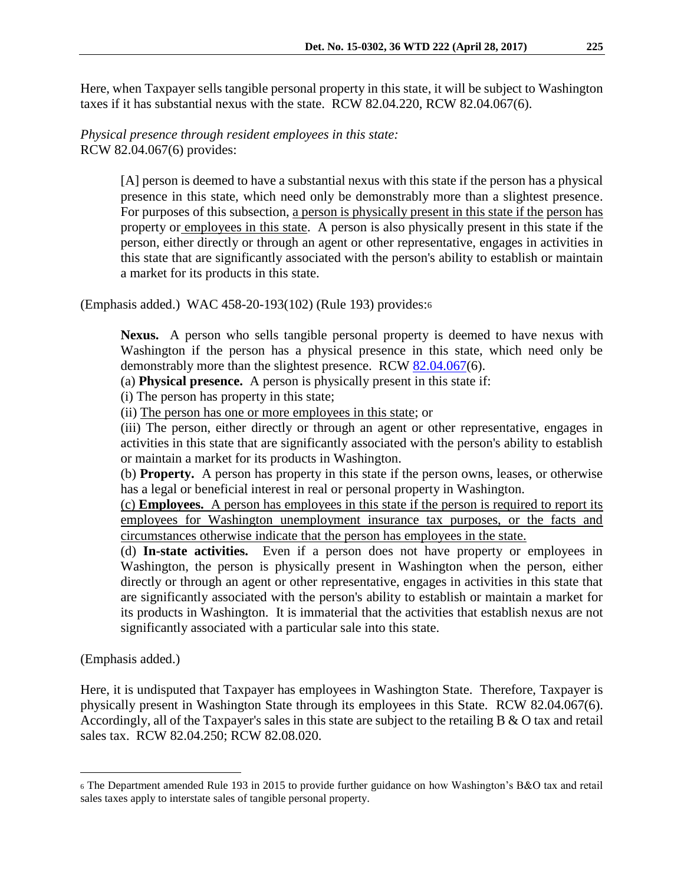Here, when Taxpayer sells tangible personal property in this state, it will be subject to Washington taxes if it has substantial nexus with the state. RCW 82.04.220, RCW 82.04.067(6).

*Physical presence through resident employees in this state:*
RCW 82.04.067(6) provides:

> [A] person is deemed to have a substantial nexus with this state if the person has a physical presence in this state, which need only be demonstrably more than a slightest presence. For purposes of this subsection, <u>a person is physically present in this state if the person has</u> property or <u>employees in this state</u>. A person is also physically present in this state if the person, either directly or through an agent or other representative, engages in activities in this state that are significantly associated with the person's ability to establish or maintain a market for its products in this state.

(Emphasis added.) WAC 458-20-193(102) (Rule 193) provides:[6]

> **Nexus.** A person who sells tangible personal property is deemed to have nexus with Washington if the person has a physical presence in this state, which need only be demonstrably more than the slightest presence. RCW 82.04.067(6).
>
> (a) **Physical presence.** A person is physically present in this state if:
>
> (i) The person has property in this state;
>
> (ii) <u>The person has one or more employees in this state</u>; or
>
> (iii) The person, either directly or through an agent or other representative, engages in activities in this state that are significantly associated with the person's ability to establish or maintain a market for its products in Washington.
>
> (b) **Property.** A person has property in this state if the person owns, leases, or otherwise has a legal or beneficial interest in real or personal property in Washington.
>
> <u>(c) **Employees.** A person has employees in this state if the person is required to report its employees for Washington unemployment insurance tax purposes, or the facts and circumstances otherwise indicate that the person has employees in the state.</u>
>
> (d) **In-state activities.** Even if a person does not have property or employees in Washington, the person is physically present in Washington when the person, either directly or through an agent or other representative, engages in activities in this state that are significantly associated with the person's ability to establish or maintain a market for its products in Washington. It is immaterial that the activities that establish nexus are not significantly associated with a particular sale into this state.

(Emphasis added.)

Here, it is undisputed that Taxpayer has employees in Washington State. Therefore, Taxpayer is physically present in Washington State through its employees in this State. RCW 82.04.067(6). Accordingly, all of the Taxpayer's sales in this state are subject to the retailing B & O tax and retail sales tax. RCW 82.04.250; RCW 82.08.020.

---

[6] The Department amended Rule 193 in 2015 to provide further guidance on how Washington's B&O tax and retail sales taxes apply to interstate sales of tangible personal property.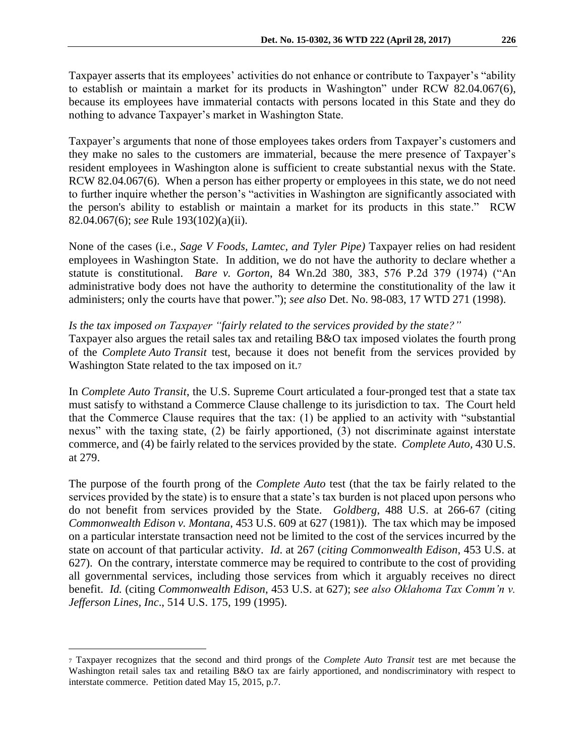Taxpayer asserts that its employees' activities do not enhance or contribute to Taxpayer's "ability to establish or maintain a market for its products in Washington" under RCW 82.04.067(6), because its employees have immaterial contacts with persons located in this State and they do nothing to advance Taxpayer's market in Washington State.

Taxpayer's arguments that none of those employees takes orders from Taxpayer's customers and they make no sales to the customers are immaterial, because the mere presence of Taxpayer's resident employees in Washington alone is sufficient to create substantial nexus with the State. RCW 82.04.067(6). When a person has either property or employees in this state, we do not need to further inquire whether the person's "activities in Washington are significantly associated with the person's ability to establish or maintain a market for its products in this state." RCW 82.04.067(6); *see* Rule 193(102)(a)(ii).

None of the cases (i.e., *Sage V Foods, Lamtec, and Tyler Pipe)* Taxpayer relies on had resident employees in Washington State. In addition, we do not have the authority to declare whether a statute is constitutional. *Bare v. Gorton*, 84 Wn.2d 380, 383, 576 P.2d 379 (1974) ("An administrative body does not have the authority to determine the constitutionality of the law it administers; only the courts have that power."); *see also* Det. No. 98-083, 17 WTD 271 (1998).

*Is the tax imposed on Taxpayer "fairly related to the services provided by the state?"*

Taxpayer also argues the retail sales tax and retailing B&O tax imposed violates the fourth prong of the *Complete Auto Transit* test, because it does not benefit from the services provided by Washington State related to the tax imposed on it.[7]

In *Complete Auto Transit*, the U.S. Supreme Court articulated a four-pronged test that a state tax must satisfy to withstand a Commerce Clause challenge to its jurisdiction to tax. The Court held that the Commerce Clause requires that the tax: (1) be applied to an activity with "substantial nexus" with the taxing state, (2) be fairly apportioned, (3) not discriminate against interstate commerce, and (4) be fairly related to the services provided by the state. *Complete Auto,* 430 U.S. at 279.

The purpose of the fourth prong of the *Complete Auto* test (that the tax be fairly related to the services provided by the state) is to ensure that a state's tax burden is not placed upon persons who do not benefit from services provided by the State. *Goldberg*, 488 U.S. at 266-67 (citing *Commonwealth Edison v. Montana*, 453 U.S. 609 at 627 (1981)). The tax which may be imposed on a particular interstate transaction need not be limited to the cost of the services incurred by the state on account of that particular activity. *Id*. at 267 (*citing Commonwealth Edison*, 453 U.S. at 627). On the contrary, interstate commerce may be required to contribute to the cost of providing all governmental services, including those services from which it arguably receives no direct benefit. *Id.* (citing *Commonwealth Edison*, 453 U.S. at 627); *see also Oklahoma Tax Comm'n v. Jefferson Lines*, *Inc*., 514 U.S. 175, 199 (1995).

---

[7] Taxpayer recognizes that the second and third prongs of the *Complete Auto Transit* test are met because the Washington retail sales tax and retailing B&O tax are fairly apportioned, and nondiscriminatory with respect to interstate commerce. Petition dated May 15, 2015, p.7.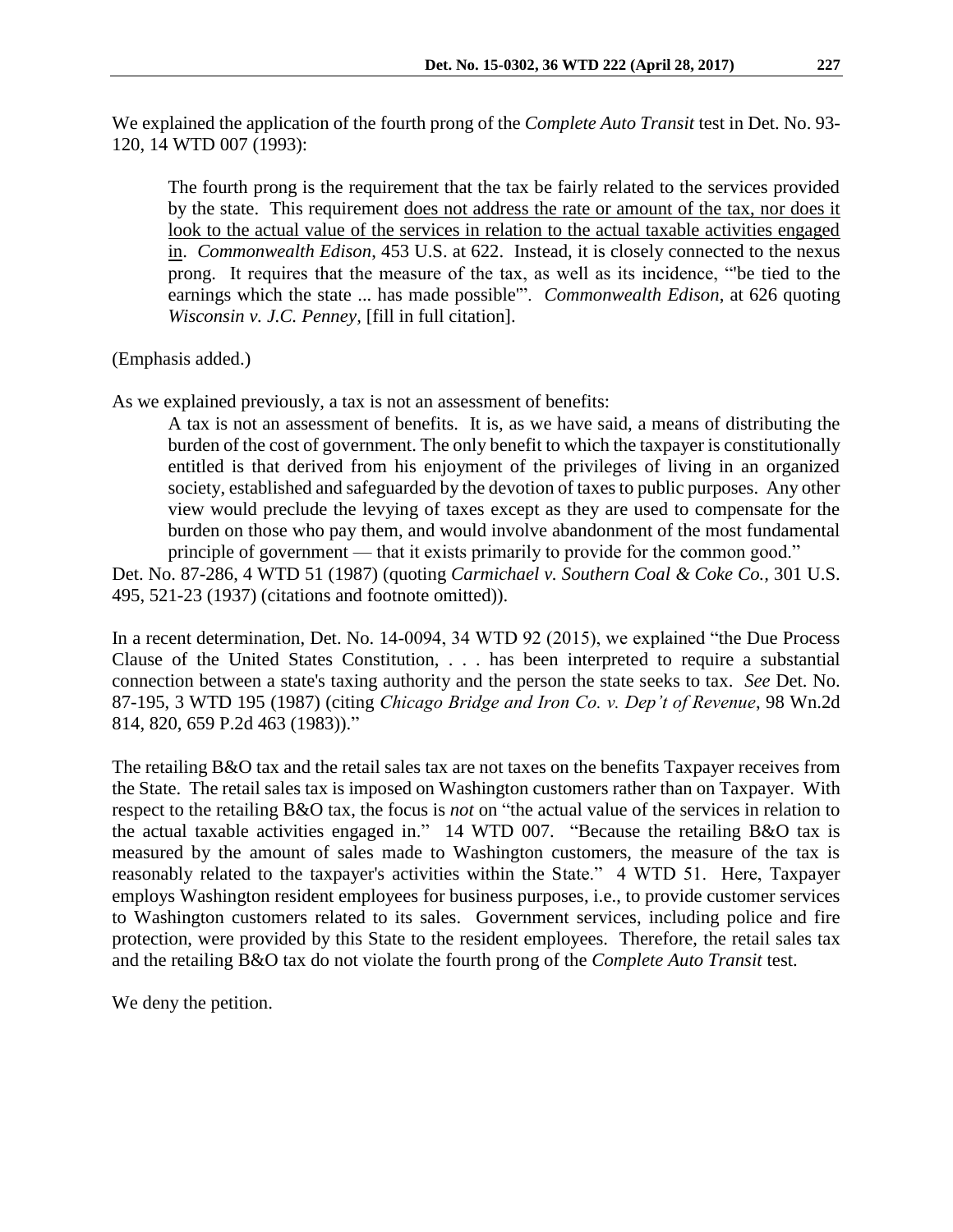We explained the application of the fourth prong of the *Complete Auto Transit* test in Det. No. 93-120, 14 WTD 007 (1993):

> The fourth prong is the requirement that the tax be fairly related to the services provided by the state. This requirement <u>does not address the rate or amount of the tax, nor does it look to the actual value of the services in relation to the actual taxable activities engaged in</u>. *Commonwealth Edison*, 453 U.S. at 622. Instead, it is closely connected to the nexus prong. It requires that the measure of the tax, as well as its incidence, "'be tied to the earnings which the state ... has made possible'". *Commonwealth Edison*, at 626 quoting *Wisconsin v. J.C. Penney*, [fill in full citation].

(Emphasis added.)

As we explained previously, a tax is not an assessment of benefits:

> A tax is not an assessment of benefits. It is, as we have said, a means of distributing the burden of the cost of government. The only benefit to which the taxpayer is constitutionally entitled is that derived from his enjoyment of the privileges of living in an organized society, established and safeguarded by the devotion of taxes to public purposes. Any other view would preclude the levying of taxes except as they are used to compensate for the burden on those who pay them, and would involve abandonment of the most fundamental principle of government — that it exists primarily to provide for the common good."

Det. No. 87-286, 4 WTD 51 (1987) (quoting *Carmichael v. Southern Coal & Coke Co.*, 301 U.S. 495, 521-23 (1937) (citations and footnote omitted)).

In a recent determination, Det. No. 14-0094, 34 WTD 92 (2015), we explained "the Due Process Clause of the United States Constitution, . . . has been interpreted to require a substantial connection between a state's taxing authority and the person the state seeks to tax. *See* Det. No. 87-195, 3 WTD 195 (1987) (citing *Chicago Bridge and Iron Co. v. Dep't of Revenue*, 98 Wn.2d 814, 820, 659 P.2d 463 (1983))."

The retailing B&O tax and the retail sales tax are not taxes on the benefits Taxpayer receives from the State. The retail sales tax is imposed on Washington customers rather than on Taxpayer. With respect to the retailing B&O tax, the focus is *not* on "the actual value of the services in relation to the actual taxable activities engaged in." 14 WTD 007. "Because the retailing B&O tax is measured by the amount of sales made to Washington customers, the measure of the tax is reasonably related to the taxpayer's activities within the State." 4 WTD 51. Here, Taxpayer employs Washington resident employees for business purposes, i.e., to provide customer services to Washington customers related to its sales. Government services, including police and fire protection, were provided by this State to the resident employees. Therefore, the retail sales tax and the retailing B&O tax do not violate the fourth prong of the *Complete Auto Transit* test.

We deny the petition.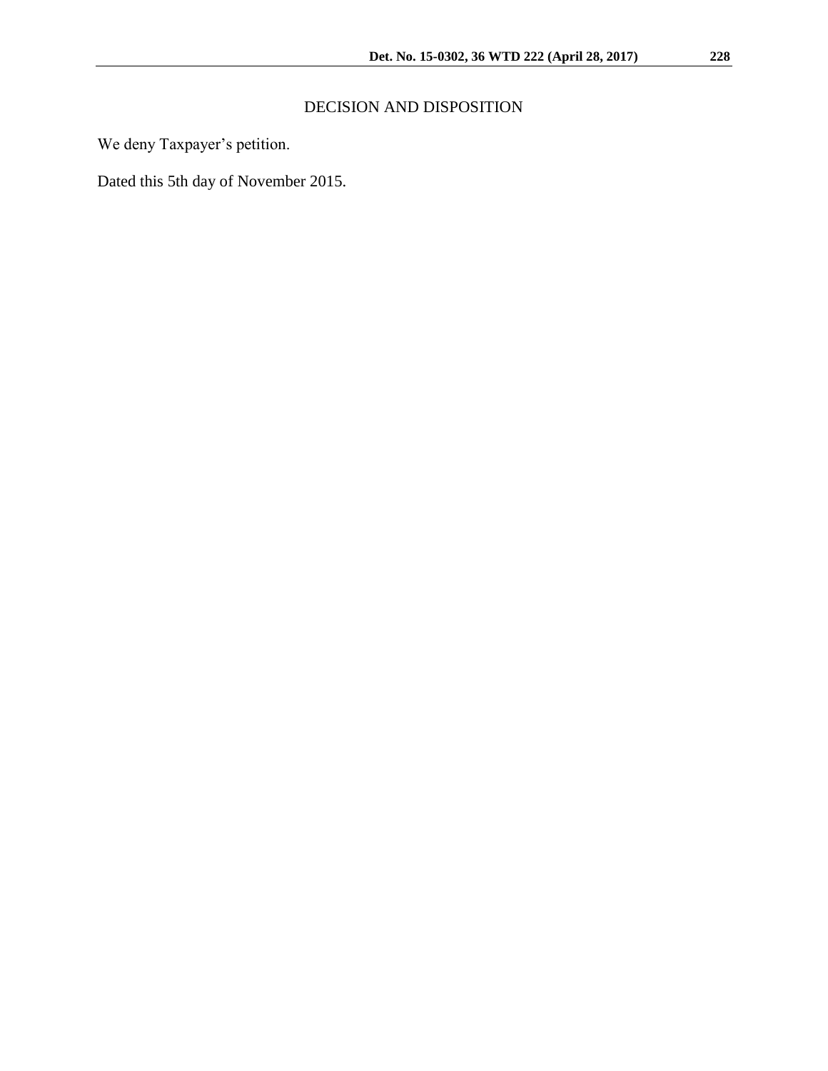## DECISION AND DISPOSITION

We deny Taxpayer's petition.

Dated this 5th day of November 2015.